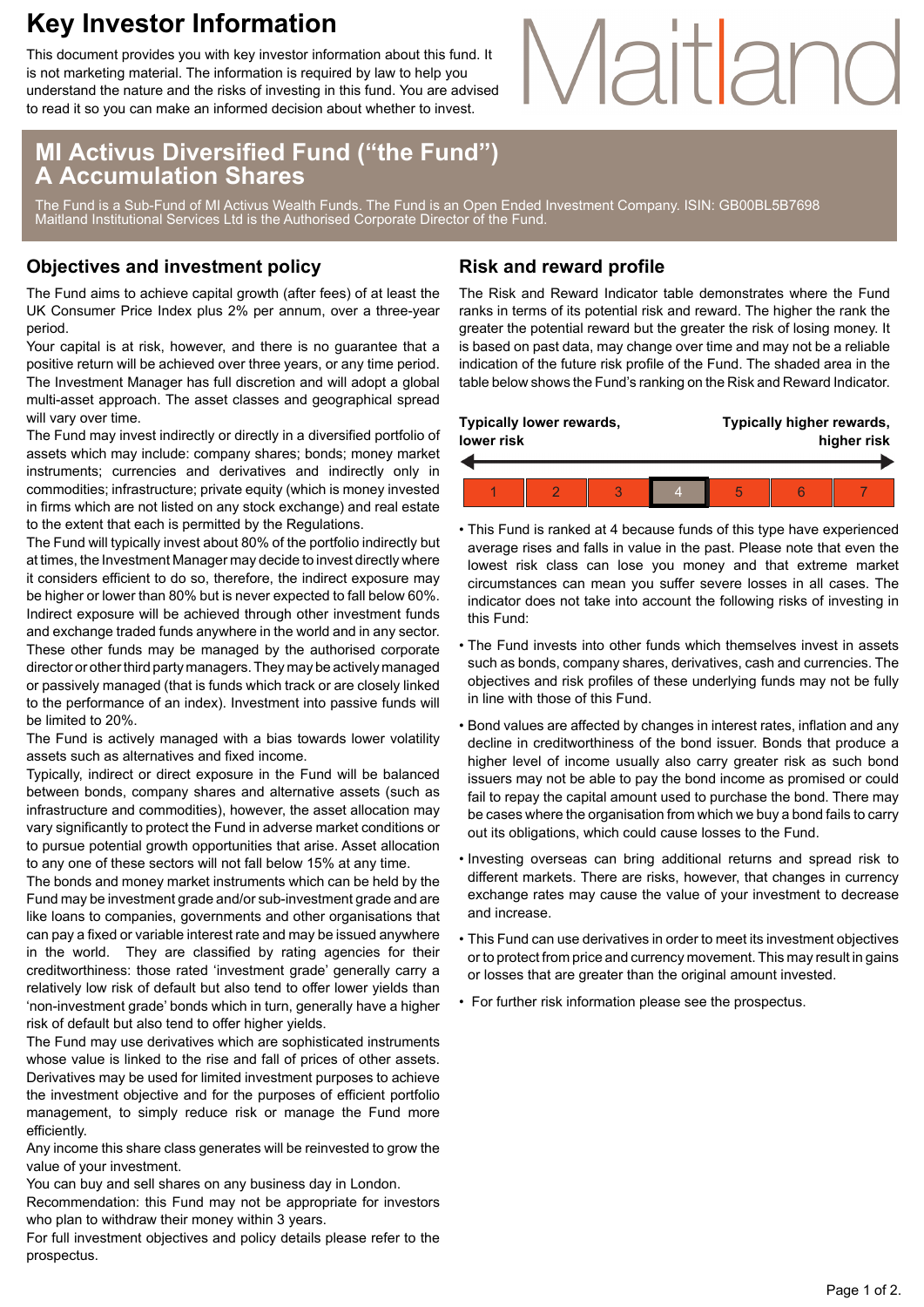# Key Investor Information

This document provides you with key investor information about this fund. It is not marketing material. The information is required by law to help you understand the nature and the risks of investing in this fund. You are advised to read it so you can make an informed decision about whether to invest.

Maitland

## MI Activus Diversified Fund ("the Fund")
## A Accumulation Shares

The Fund is a Sub-Fund of MI Activus Wealth Funds. The Fund is an Open Ended Investment Company. ISIN: GB00BL5B7698
Maitland Institutional Services Ltd is the Authorised Corporate Director of the Fund.

## Objectives and investment policy

The Fund aims to achieve capital growth (after fees) of at least the UK Consumer Price Index plus 2% per annum, over a three-year period.

Your capital is at risk, however, and there is no guarantee that a positive return will be achieved over three years, or any time period.

The Investment Manager has full discretion and will adopt a global multi-asset approach. The asset classes and geographical spread will vary over time.

The Fund may invest indirectly or directly in a diversified portfolio of assets which may include: company shares; bonds; money market instruments; currencies and derivatives and indirectly only in commodities; infrastructure; private equity (which is money invested in firms which are not listed on any stock exchange) and real estate to the extent that each is permitted by the Regulations.

The Fund will typically invest about 80% of the portfolio indirectly but at times, the Investment Manager may decide to invest directly where it considers efficient to do so, therefore, the indirect exposure may be higher or lower than 80% but is never expected to fall below 60%. Indirect exposure will be achieved through other investment funds and exchange traded funds anywhere in the world and in any sector. These other funds may be managed by the authorised corporate director or other third party managers. They may be actively managed or passively managed (that is funds which track or are closely linked to the performance of an index). Investment into passive funds will be limited to 20%.

The Fund is actively managed with a bias towards lower volatility assets such as alternatives and fixed income.

Typically, indirect or direct exposure in the Fund will be balanced between bonds, company shares and alternative assets (such as infrastructure and commodities), however, the asset allocation may vary significantly to protect the Fund in adverse market conditions or to pursue potential growth opportunities that arise. Asset allocation to any one of these sectors will not fall below 15% at any time.

The bonds and money market instruments which can be held by the Fund may be investment grade and/or sub-investment grade and are like loans to companies, governments and other organisations that can pay a fixed or variable interest rate and may be issued anywhere in the world. They are classified by rating agencies for their creditworthiness: those rated 'investment grade' generally carry a relatively low risk of default but also tend to offer lower yields than 'non-investment grade' bonds which in turn, generally have a higher risk of default but also tend to offer higher yields.

The Fund may use derivatives which are sophisticated instruments whose value is linked to the rise and fall of prices of other assets. Derivatives may be used for limited investment purposes to achieve the investment objective and for the purposes of efficient portfolio management, to simply reduce risk or manage the Fund more efficiently.

Any income this share class generates will be reinvested to grow the value of your investment.

You can buy and sell shares on any business day in London.

Recommendation: this Fund may not be appropriate for investors who plan to withdraw their money within 3 years.

For full investment objectives and policy details please refer to the prospectus.

## Risk and reward profile

The Risk and Reward Indicator table demonstrates where the Fund ranks in terms of its potential risk and reward. The higher the rank the greater the potential reward but the greater the risk of losing money. It is based on past data, may change over time and may not be a reliable indication of the future risk profile of the Fund. The shaded area in the table below shows the Fund's ranking on the Risk and Reward Indicator.

**Typically lower rewards, lower risk** ← → **Typically higher rewards, higher risk**

| 1 | 2 | 3 | **4** | 5 | 6 | 7 |
|---|---|---|---|---|---|---|

- This Fund is ranked at 4 because funds of this type have experienced average rises and falls in value in the past. Please note that even the lowest risk class can lose you money and that extreme market circumstances can mean you suffer severe losses in all cases. The indicator does not take into account the following risks of investing in this Fund:
- The Fund invests into other funds which themselves invest in assets such as bonds, company shares, derivatives, cash and currencies. The objectives and risk profiles of these underlying funds may not be fully in line with those of this Fund.
- Bond values are affected by changes in interest rates, inflation and any decline in creditworthiness of the bond issuer. Bonds that produce a higher level of income usually also carry greater risk as such bond issuers may not be able to pay the bond income as promised or could fail to repay the capital amount used to purchase the bond. There may be cases where the organisation from which we buy a bond fails to carry out its obligations, which could cause losses to the Fund.
- Investing overseas can bring additional returns and spread risk to different markets. There are risks, however, that changes in currency exchange rates may cause the value of your investment to decrease and increase.
- This Fund can use derivatives in order to meet its investment objectives or to protect from price and currency movement. This may result in gains or losses that are greater than the original amount invested.
- For further risk information please see the prospectus.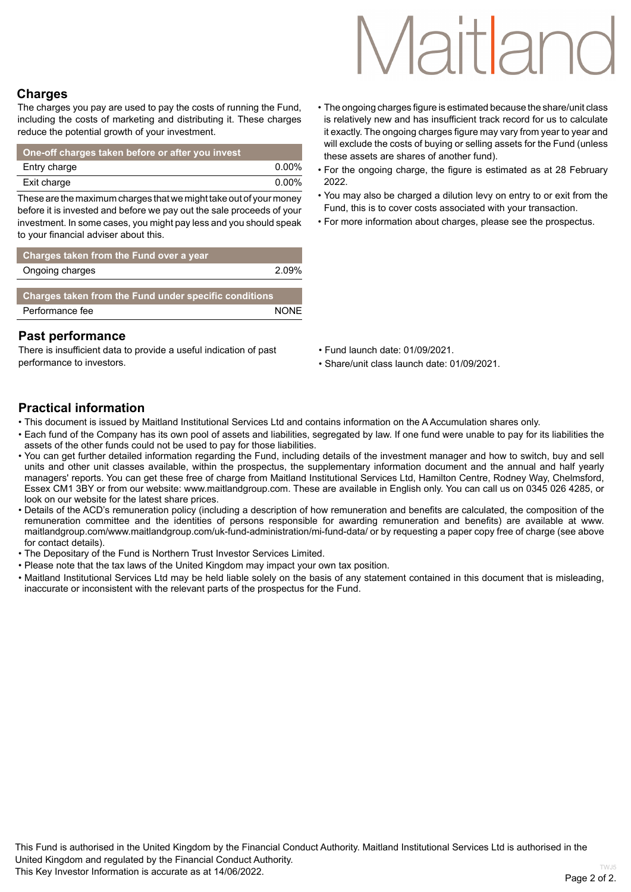## Charges

The charges you pay are used to pay the costs of running the Fund, including the costs of marketing and distributing it. These charges reduce the potential growth of your investment.

| One-off charges taken before or after you invest | |
|---|---|
| Entry charge | 0.00% |
| Exit charge | 0.00% |

These are the maximum charges that we might take out of your money before it is invested and before we pay out the sale proceeds of your investment. In some cases, you might pay less and you should speak to your financial adviser about this.

| Charges taken from the Fund over a year | |
|---|---|
| Ongoing charges | 2.09% |

| Charges taken from the Fund under specific conditions | |
|---|---|
| Performance fee | NONE |

- The ongoing charges figure is estimated because the share/unit class is relatively new and has insufficient track record for us to calculate it exactly. The ongoing charges figure may vary from year to year and will exclude the costs of buying or selling assets for the Fund (unless these assets are shares of another fund).
- For the ongoing charge, the figure is estimated as at 28 February 2022.
- You may also be charged a dilution levy on entry to or exit from the Fund, this is to cover costs associated with your transaction.
- For more information about charges, please see the prospectus.

## Past performance

There is insufficient data to provide a useful indication of past performance to investors.

- Fund launch date: 01/09/2021.
- Share/unit class launch date: 01/09/2021.

## Practical information

- This document is issued by Maitland Institutional Services Ltd and contains information on the A Accumulation shares only.
- Each fund of the Company has its own pool of assets and liabilities, segregated by law. If one fund were unable to pay for its liabilities the assets of the other funds could not be used to pay for those liabilities.
- You can get further detailed information regarding the Fund, including details of the investment manager and how to switch, buy and sell units and other unit classes available, within the prospectus, the supplementary information document and the annual and half yearly managers' reports. You can get these free of charge from Maitland Institutional Services Ltd, Hamilton Centre, Rodney Way, Chelmsford, Essex CM1 3BY or from our website: www.maitlandgroup.com. These are available in English only. You can call us on 0345 026 4285, or look on our website for the latest share prices.
- Details of the ACD's remuneration policy (including a description of how remuneration and benefits are calculated, the composition of the remuneration committee and the identities of persons responsible for awarding remuneration and benefits) are available at www.maitlandgroup.com/www.maitlandgroup.com/uk-fund-administration/mi-fund-data/ or by requesting a paper copy free of charge (see above for contact details).
- The Depositary of the Fund is Northern Trust Investor Services Limited.
- Please note that the tax laws of the United Kingdom may impact your own tax position.
- Maitland Institutional Services Ltd may be held liable solely on the basis of any statement contained in this document that is misleading, inaccurate or inconsistent with the relevant parts of the prospectus for the Fund.

This Fund is authorised in the United Kingdom by the Financial Conduct Authority. Maitland Institutional Services Ltd is authorised in the United Kingdom and regulated by the Financial Conduct Authority.
This Key Investor Information is accurate as at 14/06/2022.